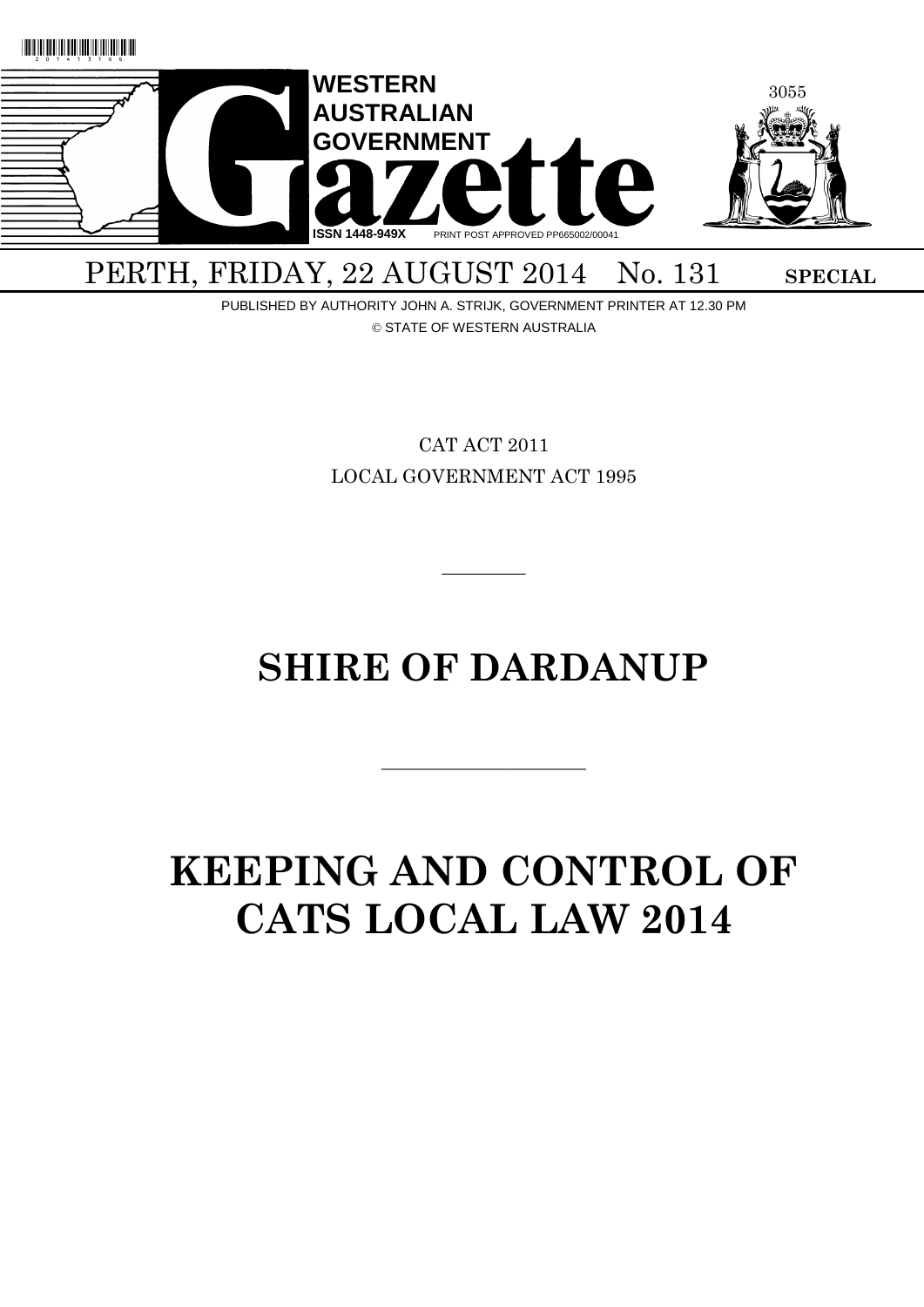# WESTERN AUSTRALIAN GOVERNMENT Gazette

ISSN 1448-949X PRINT POST APPROVED PP665002/00041

PERTH, FRIDAY, 22 AUGUST 2014 No. 131 **SPECIAL**

PUBLISHED BY AUTHORITY JOHN A. STRIJK, GOVERNMENT PRINTER AT 12.30 PM

© STATE OF WESTERN AUSTRALIA

CAT ACT 2011

LOCAL GOVERNMENT ACT 1995

---

# SHIRE OF DARDANUP

---

# KEEPING AND CONTROL OF CATS LOCAL LAW 2014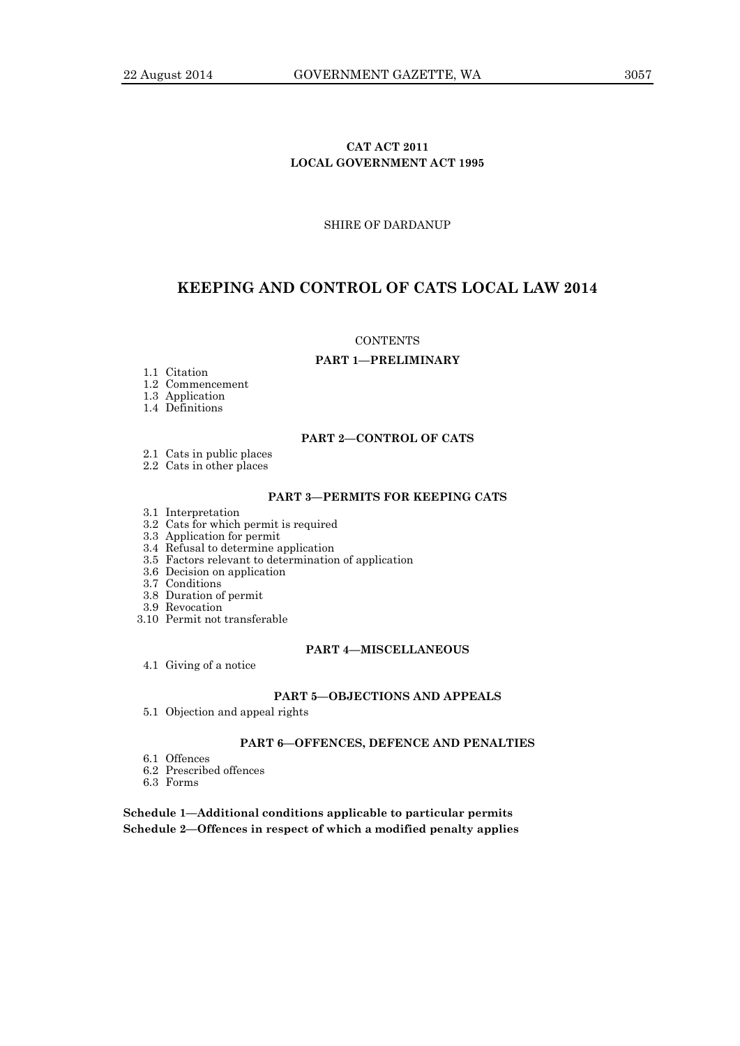**CAT ACT 2011**
**LOCAL GOVERNMENT ACT 1995**

SHIRE OF DARDANUP

# KEEPING AND CONTROL OF CATS LOCAL LAW 2014

CONTENTS

**PART 1—PRELIMINARY**

1.1 Citation
1.2 Commencement
1.3 Application
1.4 Definitions

**PART 2—CONTROL OF CATS**

2.1 Cats in public places
2.2 Cats in other places

**PART 3—PERMITS FOR KEEPING CATS**

3.1 Interpretation
3.2 Cats for which permit is required
3.3 Application for permit
3.4 Refusal to determine application
3.5 Factors relevant to determination of application
3.6 Decision on application
3.7 Conditions
3.8 Duration of permit
3.9 Revocation
3.10 Permit not transferable

**PART 4—MISCELLANEOUS**

4.1 Giving of a notice

**PART 5—OBJECTIONS AND APPEALS**

5.1 Objection and appeal rights

**PART 6—OFFENCES, DEFENCE AND PENALTIES**

6.1 Offences
6.2 Prescribed offences
6.3 Forms

**Schedule 1—Additional conditions applicable to particular permits**
**Schedule 2—Offences in respect of which a modified penalty applies**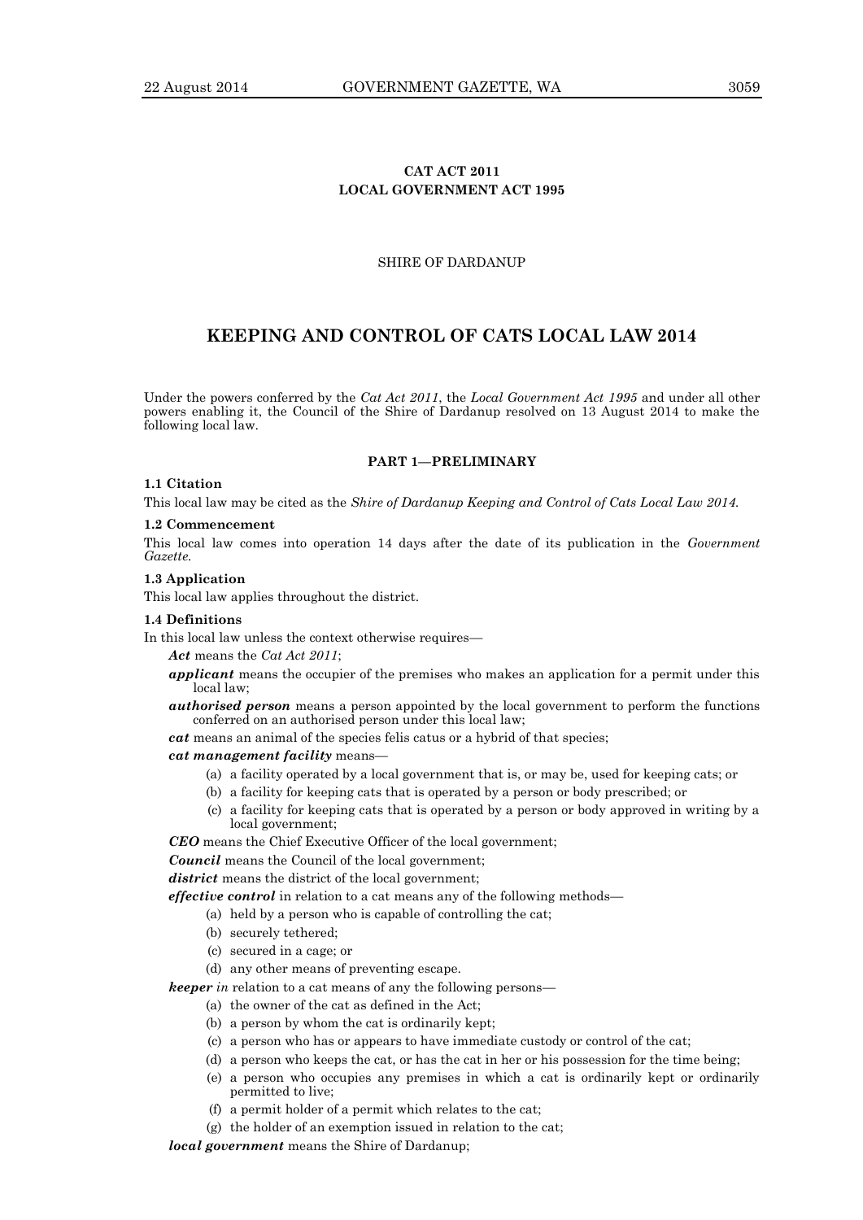**CAT ACT 2011**
**LOCAL GOVERNMENT ACT 1995**

SHIRE OF DARDANUP

# KEEPING AND CONTROL OF CATS LOCAL LAW 2014

Under the powers conferred by the *Cat Act 2011*, the *Local Government Act 1995* and under all other powers enabling it, the Council of the Shire of Dardanup resolved on 13 August 2014 to make the following local law.

## PART 1—PRELIMINARY

**1.1 Citation**

This local law may be cited as the *Shire of Dardanup Keeping and Control of Cats Local Law 2014*.

**1.2 Commencement**

This local law comes into operation 14 days after the date of its publication in the *Government Gazette*.

**1.3 Application**

This local law applies throughout the district.

**1.4 Definitions**

In this local law unless the context otherwise requires—

***Act*** means the *Cat Act 2011*;

***applicant*** means the occupier of the premises who makes an application for a permit under this local law;

***authorised person*** means a person appointed by the local government to perform the functions conferred on an authorised person under this local law;

***cat*** means an animal of the species felis catus or a hybrid of that species;

***cat management facility*** means—

(a) a facility operated by a local government that is, or may be, used for keeping cats; or

(b) a facility for keeping cats that is operated by a person or body prescribed; or

(c) a facility for keeping cats that is operated by a person or body approved in writing by a local government;

***CEO*** means the Chief Executive Officer of the local government;

***Council*** means the Council of the local government;

***district*** means the district of the local government;

***effective control*** in relation to a cat means any of the following methods—

(a) held by a person who is capable of controlling the cat;

(b) securely tethered;

(c) secured in a cage; or

(d) any other means of preventing escape.

***keeper** in* relation to a cat means of any the following persons—

(a) the owner of the cat as defined in the Act;

(b) a person by whom the cat is ordinarily kept;

(c) a person who has or appears to have immediate custody or control of the cat;

(d) a person who keeps the cat, or has the cat in her or his possession for the time being;

(e) a person who occupies any premises in which a cat is ordinarily kept or ordinarily permitted to live;

(f) a permit holder of a permit which relates to the cat;

(g) the holder of an exemption issued in relation to the cat;

***local government*** means the Shire of Dardanup;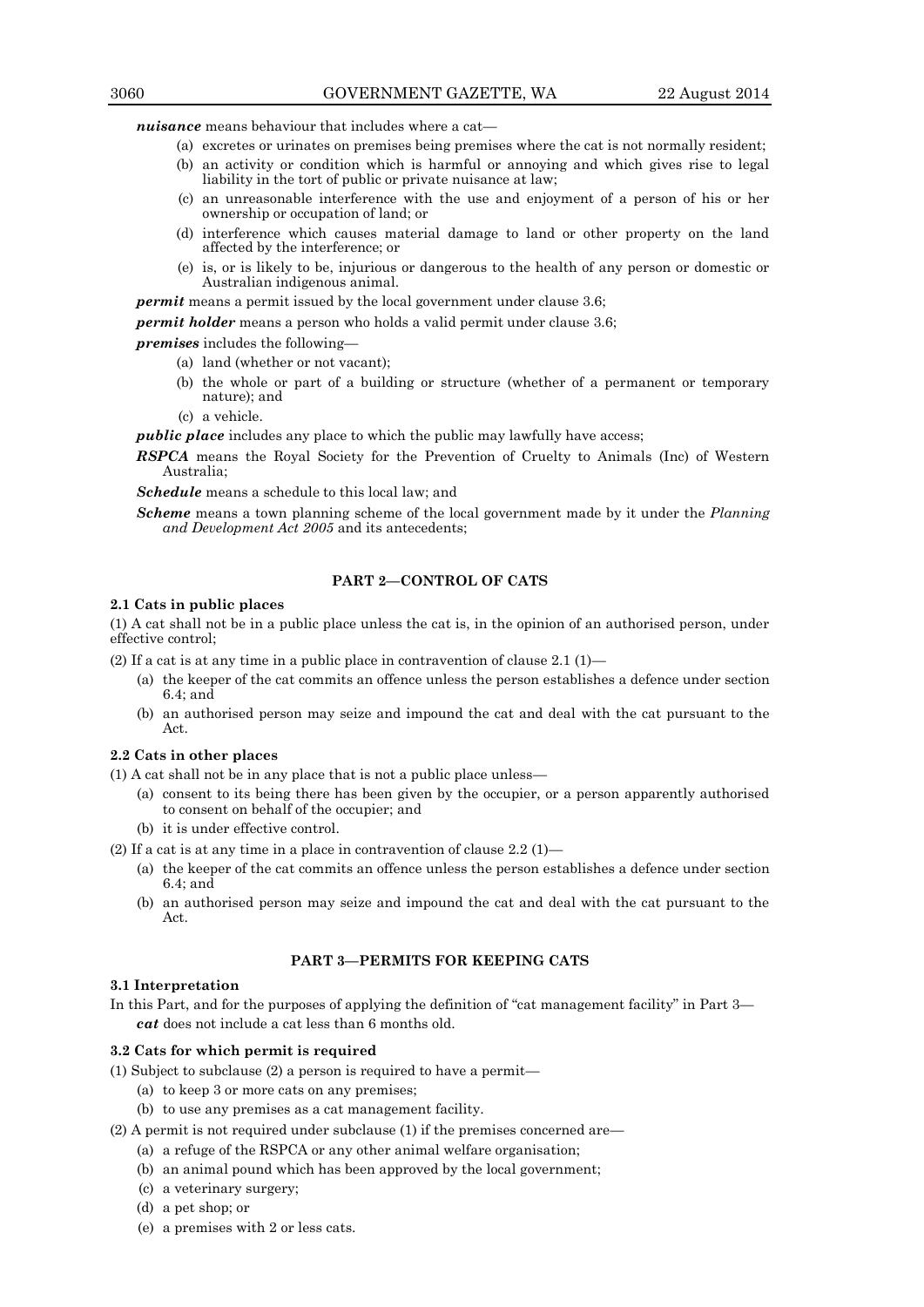***nuisance*** means behaviour that includes where a cat—

(a) excretes or urinates on premises being premises where the cat is not normally resident;

(b) an activity or condition which is harmful or annoying and which gives rise to legal liability in the tort of public or private nuisance at law;

(c) an unreasonable interference with the use and enjoyment of a person of his or her ownership or occupation of land; or

(d) interference which causes material damage to land or other property on the land affected by the interference; or

(e) is, or is likely to be, injurious or dangerous to the health of any person or domestic or Australian indigenous animal.

***permit*** means a permit issued by the local government under clause 3.6;

***permit holder*** means a person who holds a valid permit under clause 3.6;

***premises*** includes the following—

(a) land (whether or not vacant);

(b) the whole or part of a building or structure (whether of a permanent or temporary nature); and

(c) a vehicle.

***public place*** includes any place to which the public may lawfully have access;

***RSPCA*** means the Royal Society for the Prevention of Cruelty to Animals (Inc) of Western Australia;

***Schedule*** means a schedule to this local law; and

***Scheme*** means a town planning scheme of the local government made by it under the *Planning and Development Act 2005* and its antecedents;

## PART 2—CONTROL OF CATS

### 2.1 Cats in public places

(1) A cat shall not be in a public place unless the cat is, in the opinion of an authorised person, under effective control;

(2) If a cat is at any time in a public place in contravention of clause 2.1 (1)—

(a) the keeper of the cat commits an offence unless the person establishes a defence under section 6.4; and

(b) an authorised person may seize and impound the cat and deal with the cat pursuant to the Act.

### 2.2 Cats in other places

(1) A cat shall not be in any place that is not a public place unless—

(a) consent to its being there has been given by the occupier, or a person apparently authorised to consent on behalf of the occupier; and

(b) it is under effective control.

(2) If a cat is at any time in a place in contravention of clause 2.2 (1)—

(a) the keeper of the cat commits an offence unless the person establishes a defence under section 6.4; and

(b) an authorised person may seize and impound the cat and deal with the cat pursuant to the Act.

## PART 3—PERMITS FOR KEEPING CATS

### 3.1 Interpretation

In this Part, and for the purposes of applying the definition of "cat management facility" in Part 3—

***cat*** does not include a cat less than 6 months old.

### 3.2 Cats for which permit is required

(1) Subject to subclause (2) a person is required to have a permit—

(a) to keep 3 or more cats on any premises;

(b) to use any premises as a cat management facility.

(2) A permit is not required under subclause (1) if the premises concerned are—

(a) a refuge of the RSPCA or any other animal welfare organisation;

(b) an animal pound which has been approved by the local government;

(c) a veterinary surgery;

(d) a pet shop; or

(e) a premises with 2 or less cats.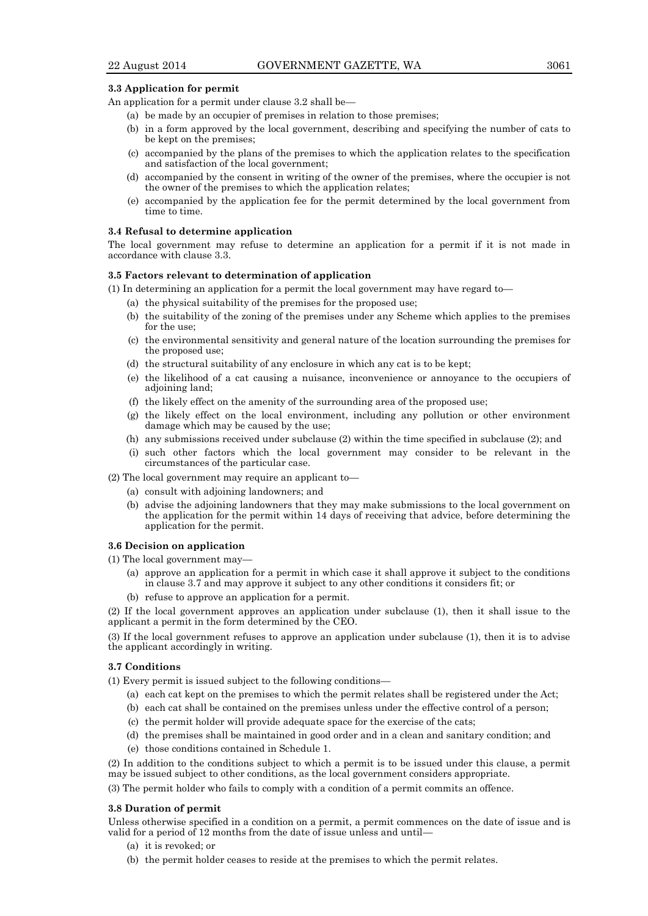**3.3 Application for permit**

An application for a permit under clause 3.2 shall be—

(a) be made by an occupier of premises in relation to those premises;

(b) in a form approved by the local government, describing and specifying the number of cats to be kept on the premises;

(c) accompanied by the plans of the premises to which the application relates to the specification and satisfaction of the local government;

(d) accompanied by the consent in writing of the owner of the premises, where the occupier is not the owner of the premises to which the application relates;

(e) accompanied by the application fee for the permit determined by the local government from time to time.

**3.4 Refusal to determine application**

The local government may refuse to determine an application for a permit if it is not made in accordance with clause 3.3.

**3.5 Factors relevant to determination of application**

(1) In determining an application for a permit the local government may have regard to—

(a) the physical suitability of the premises for the proposed use;

(b) the suitability of the zoning of the premises under any Scheme which applies to the premises for the use;

(c) the environmental sensitivity and general nature of the location surrounding the premises for the proposed use;

(d) the structural suitability of any enclosure in which any cat is to be kept;

(e) the likelihood of a cat causing a nuisance, inconvenience or annoyance to the occupiers of adjoining land;

(f) the likely effect on the amenity of the surrounding area of the proposed use;

(g) the likely effect on the local environment, including any pollution or other environment damage which may be caused by the use;

(h) any submissions received under subclause (2) within the time specified in subclause (2); and

(i) such other factors which the local government may consider to be relevant in the circumstances of the particular case.

(2) The local government may require an applicant to—

(a) consult with adjoining landowners; and

(b) advise the adjoining landowners that they may make submissions to the local government on the application for the permit within 14 days of receiving that advice, before determining the application for the permit.

**3.6 Decision on application**

(1) The local government may—

(a) approve an application for a permit in which case it shall approve it subject to the conditions in clause 3.7 and may approve it subject to any other conditions it considers fit; or

(b) refuse to approve an application for a permit.

(2) If the local government approves an application under subclause (1), then it shall issue to the applicant a permit in the form determined by the CEO.

(3) If the local government refuses to approve an application under subclause (1), then it is to advise the applicant accordingly in writing.

**3.7 Conditions**

(1) Every permit is issued subject to the following conditions—

(a) each cat kept on the premises to which the permit relates shall be registered under the Act;

(b) each cat shall be contained on the premises unless under the effective control of a person;

(c) the permit holder will provide adequate space for the exercise of the cats;

(d) the premises shall be maintained in good order and in a clean and sanitary condition; and

(e) those conditions contained in Schedule 1.

(2) In addition to the conditions subject to which a permit is to be issued under this clause, a permit may be issued subject to other conditions, as the local government considers appropriate.

(3) The permit holder who fails to comply with a condition of a permit commits an offence.

**3.8 Duration of permit**

Unless otherwise specified in a condition on a permit, a permit commences on the date of issue and is valid for a period of 12 months from the date of issue unless and until—

(a) it is revoked; or

(b) the permit holder ceases to reside at the premises to which the permit relates.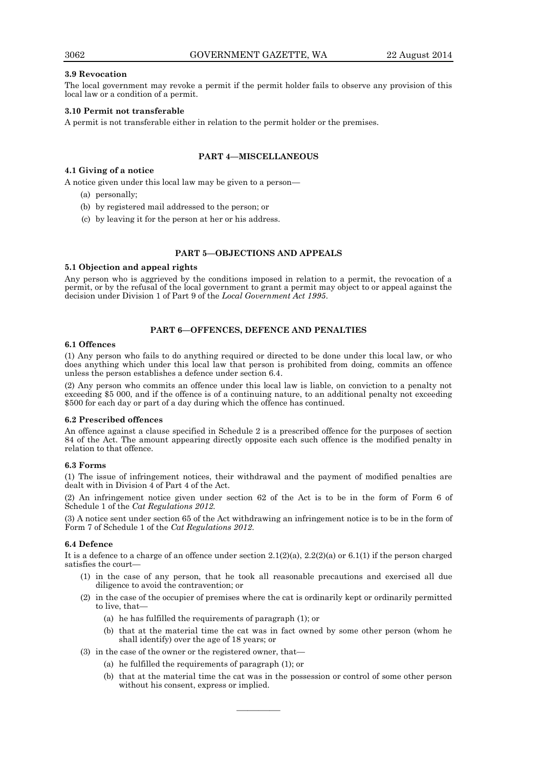**3.9 Revocation**

The local government may revoke a permit if the permit holder fails to observe any provision of this local law or a condition of a permit.

**3.10 Permit not transferable**

A permit is not transferable either in relation to the permit holder or the premises.

## PART 4—MISCELLANEOUS

**4.1 Giving of a notice**

A notice given under this local law may be given to a person—

(a) personally;

(b) by registered mail addressed to the person; or

(c) by leaving it for the person at her or his address.

## PART 5—OBJECTIONS AND APPEALS

**5.1 Objection and appeal rights**

Any person who is aggrieved by the conditions imposed in relation to a permit, the revocation of a permit, or by the refusal of the local government to grant a permit may object to or appeal against the decision under Division 1 of Part 9 of the *Local Government Act 1995*.

## PART 6—OFFENCES, DEFENCE AND PENALTIES

**6.1 Offences**

(1) Any person who fails to do anything required or directed to be done under this local law, or who does anything which under this local law that person is prohibited from doing, commits an offence unless the person establishes a defence under section 6.4.

(2) Any person who commits an offence under this local law is liable, on conviction to a penalty not exceeding $5 000, and if the offence is of a continuing nature, to an additional penalty not exceeding $500 for each day or part of a day during which the offence has continued.

**6.2 Prescribed offences**

An offence against a clause specified in Schedule 2 is a prescribed offence for the purposes of section 84 of the Act. The amount appearing directly opposite each such offence is the modified penalty in relation to that offence.

**6.3 Forms**

(1) The issue of infringement notices, their withdrawal and the payment of modified penalties are dealt with in Division 4 of Part 4 of the Act.

(2) An infringement notice given under section 62 of the Act is to be in the form of Form 6 of Schedule 1 of the *Cat Regulations 2012*.

(3) A notice sent under section 65 of the Act withdrawing an infringement notice is to be in the form of Form 7 of Schedule 1 of the *Cat Regulations 2012*.

**6.4 Defence**

It is a defence to a charge of an offence under section 2.1(2)(a), 2.2(2)(a) or 6.1(1) if the person charged satisfies the court—

(1) in the case of any person, that he took all reasonable precautions and exercised all due diligence to avoid the contravention; or

(2) in the case of the occupier of premises where the cat is ordinarily kept or ordinarily permitted to live, that—

  (a) he has fulfilled the requirements of paragraph (1); or

  (b) that at the material time the cat was in fact owned by some other person (whom he shall identify) over the age of 18 years; or

(3) in the case of the owner or the registered owner, that—

  (a) he fulfilled the requirements of paragraph (1); or

  (b) that at the material time the cat was in the possession or control of some other person without his consent, express or implied.

———————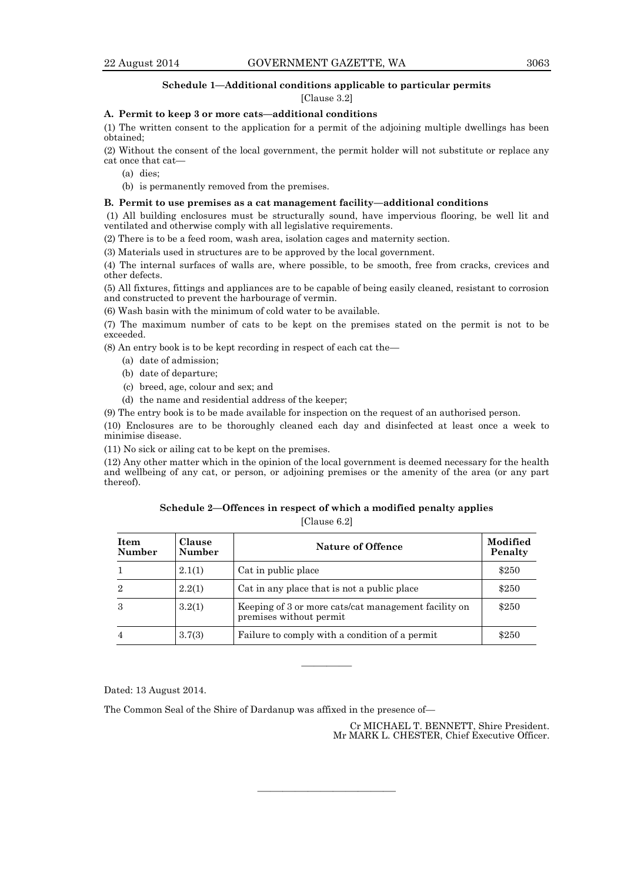## Schedule 1—Additional conditions applicable to particular permits

[Clause 3.2]

### A. Permit to keep 3 or more cats—additional conditions

(1) The written consent to the application for a permit of the adjoining multiple dwellings has been obtained;

(2) Without the consent of the local government, the permit holder will not substitute or replace any cat once that cat—

(a) dies;

(b) is permanently removed from the premises.

### B. Permit to use premises as a cat management facility—additional conditions

(1) All building enclosures must be structurally sound, have impervious flooring, be well lit and ventilated and otherwise comply with all legislative requirements.

(2) There is to be a feed room, wash area, isolation cages and maternity section.

(3) Materials used in structures are to be approved by the local government.

(4) The internal surfaces of walls are, where possible, to be smooth, free from cracks, crevices and other defects.

(5) All fixtures, fittings and appliances are to be capable of being easily cleaned, resistant to corrosion and constructed to prevent the harbourage of vermin.

(6) Wash basin with the minimum of cold water to be available.

(7) The maximum number of cats to be kept on the premises stated on the permit is not to be exceeded.

(8) An entry book is to be kept recording in respect of each cat the—

(a) date of admission;

(b) date of departure;

(c) breed, age, colour and sex; and

(d) the name and residential address of the keeper;

(9) The entry book is to be made available for inspection on the request of an authorised person.

(10) Enclosures are to be thoroughly cleaned each day and disinfected at least once a week to minimise disease.

(11) No sick or ailing cat to be kept on the premises.

(12) Any other matter which in the opinion of the local government is deemed necessary for the health and wellbeing of any cat, or person, or adjoining premises or the amenity of the area (or any part thereof).

## Schedule 2—Offences in respect of which a modified penalty applies

[Clause 6.2]

| Item Number | Clause Number | Nature of Offence | Modified Penalty |
|---|---|---|---|
| 1 | 2.1(1) | Cat in public place | $250 |
| 2 | 2.2(1) | Cat in any place that is not a public place | $250 |
| 3 | 3.2(1) | Keeping of 3 or more cats/cat management facility on premises without permit | $250 |
| 4 | 3.7(3) | Failure to comply with a condition of a permit | $250 |

———————

Dated: 13 August 2014.

The Common Seal of the Shire of Dardanup was affixed in the presence of—

Cr MICHAEL T. BENNETT, Shire President.
Mr MARK L. CHESTER, Chief Executive Officer.

———————————